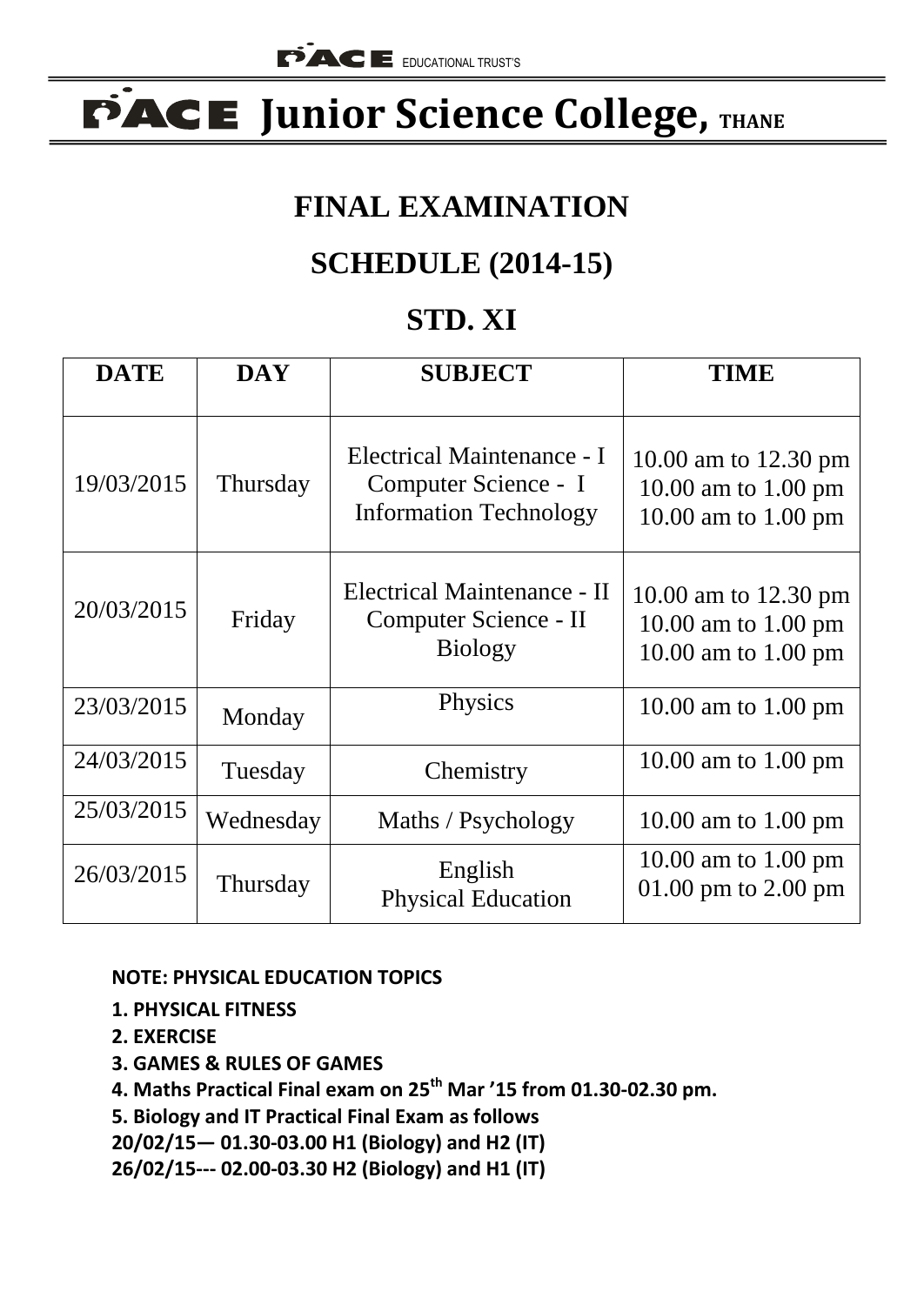PACE EDUCATIONAL TRUST'S

# PACE Junior Science College, THANE

## FINAL EXAMINATION

## SCHEDULE (2014-15)

## STD. XI

| DATE | DAY | SUBJECT | TIME |
|---|---|---|---|
| 19/03/2015 | Thursday | Electrical Maintenance - I<br>Computer Science - I<br>Information Technology | 10.00 am to 12.30 pm<br>10.00 am to 1.00 pm<br>10.00 am to 1.00 pm |
| 20/03/2015 | Friday | Electrical Maintenance - II<br>Computer Science - II<br>Biology | 10.00 am to 12.30 pm<br>10.00 am to 1.00 pm<br>10.00 am to 1.00 pm |
| 23/03/2015 | Monday | Physics | 10.00 am to 1.00 pm |
| 24/03/2015 | Tuesday | Chemistry | 10.00 am to 1.00 pm |
| 25/03/2015 | Wednesday | Maths / Psychology | 10.00 am to 1.00 pm |
| 26/03/2015 | Thursday | English<br>Physical Education | 10.00 am to 1.00 pm<br>01.00 pm to 2.00 pm |

**NOTE: PHYSICAL EDUCATION TOPICS**

**1. PHYSICAL FITNESS**

**2. EXERCISE**

**3. GAMES & RULES OF GAMES**

**4. Maths Practical Final exam on 25th Mar '15 from 01.30-02.30 pm.**

**5. Biology and IT Practical Final Exam as follows**

**20/02/15— 01.30-03.00 H1 (Biology) and H2 (IT)**

**26/02/15--- 02.00-03.30 H2 (Biology) and H1 (IT)**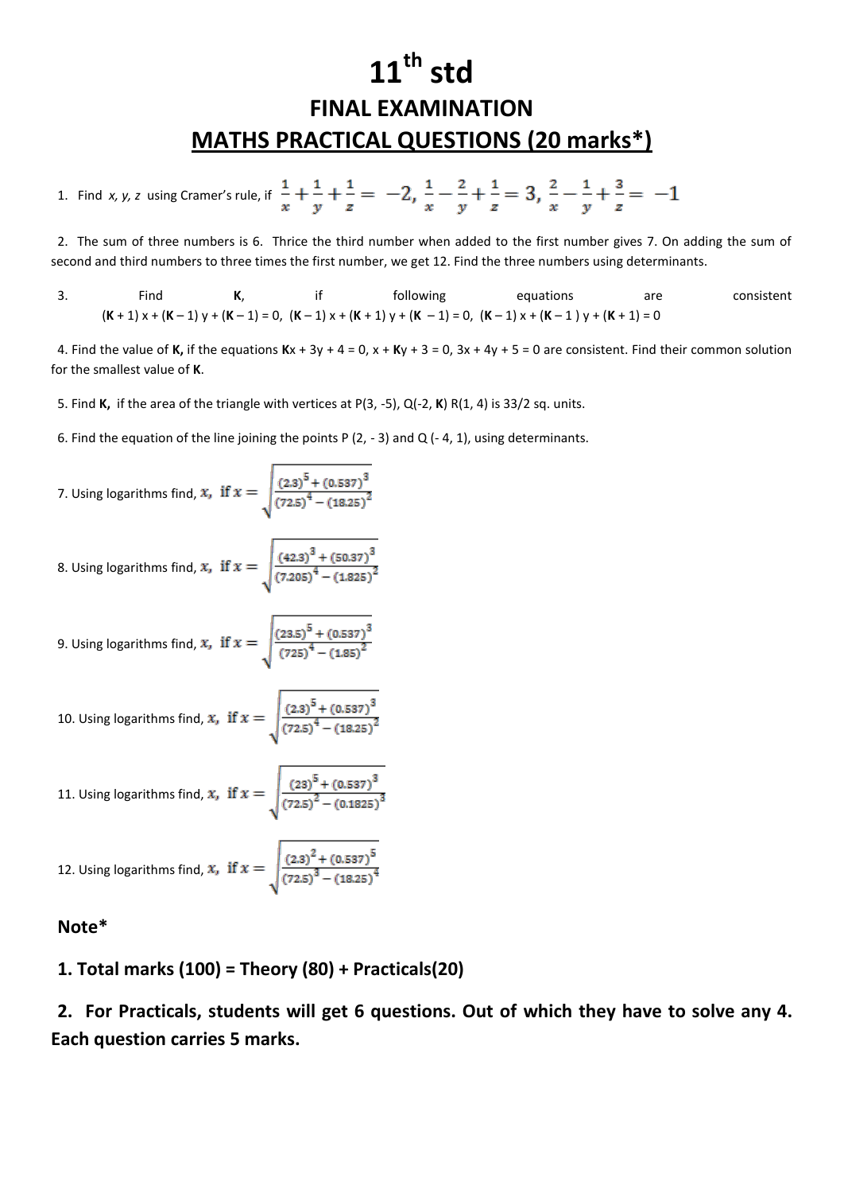# 11th std

## FINAL EXAMINATION

## MATHS PRACTICAL QUESTIONS (20 marks*)

1. Find *x, y, z* using Cramer's rule, if $\frac{1}{x}+\frac{1}{y}+\frac{1}{z}=-2,\ \frac{1}{x}-\frac{2}{y}+\frac{1}{z}=3,\ \frac{2}{x}-\frac{1}{y}+\frac{3}{z}=-1$

2. The sum of three numbers is 6. Thrice the third number when added to the first number gives 7. On adding the sum of second and third numbers to three times the first number, we get 12. Find the three numbers using determinants.

3. Find **K**, if following equations are consistent $(\mathbf{K}+1)x+(\mathbf{K}-1)y+(\mathbf{K}-1)=0,\ (\mathbf{K}-1)x+(\mathbf{K}+1)y+(\mathbf{K}-1)=0,\ (\mathbf{K}-1)x+(\mathbf{K}-1)y+(\mathbf{K}+1)=0$

4. Find the value of **K,** if the equations $\mathbf{K}x+3y+4=0,\ x+\mathbf{K}y+3=0,\ 3x+4y+5=0$ are consistent. Find their common solution for the smallest value of **K**.

5. Find **K,** if the area of the triangle with vertices at P(3, -5), Q(-2, **K**) R(1, 4) is 33/2 sq. units.

6. Find the equation of the line joining the points P (2, - 3) and Q (- 4, 1), using determinants.

7. Using logarithms find, $x$, if $x=\sqrt{\frac{(2.3)^5+(0.537)^3}{(72.5)^4-(18.25)^2}}$

8. Using logarithms find, $x$, if $x=\sqrt{\frac{(42.3)^3+(50.37)^3}{(7.205)^4-(1.825)^2}}$

9. Using logarithms find, $x$, if $x=\sqrt{\frac{(23.5)^5+(0.537)^3}{(725)^4-(1.85)^2}}$

10. Using logarithms find, $x$, if $x=\sqrt{\frac{(2.3)^5+(0.537)^3}{(72.5)^4-(18.25)^2}}$

11. Using logarithms find, $x$, if $x=\sqrt{\frac{(23)^5+(0.537)^3}{(72.5)^2-(0.1825)^3}}$

12. Using logarithms find, $x$, if $x=\sqrt{\frac{(2.3)^2+(0.537)^5}{(72.5)^3-(18.25)^4}}$

**Note***

**1. Total marks (100) = Theory (80) + Practicals(20)**

**2. For Practicals, students will get 6 questions. Out of which they have to solve any 4. Each question carries 5 marks.**